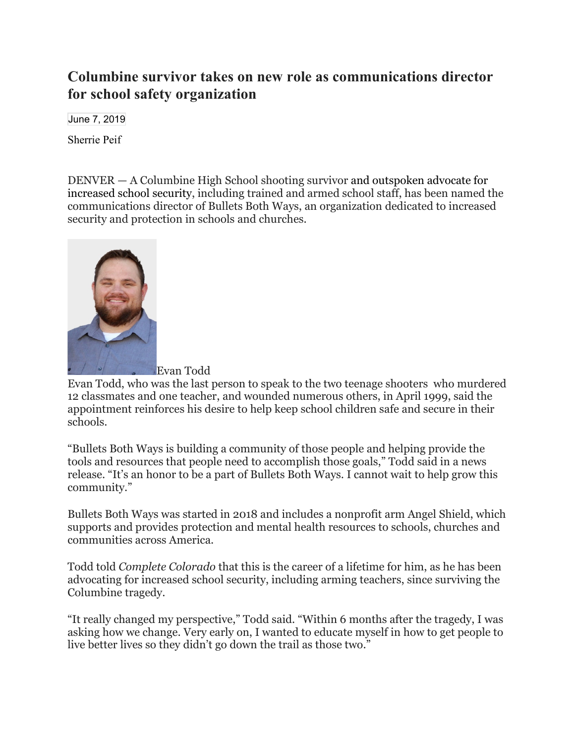# Columbine survivor takes on new role as communications director for school safety organization

June 7, 2019

Sherrie Peif

DENVER — A Columbine High School shooting survivor and outspoken advocate for increased school security, including trained and armed school staff, has been named the communications director of Bullets Both Ways, an organization dedicated to increased security and protection in schools and churches.

Evan Todd

Evan Todd, who was the last person to speak to the two teenage shooters who murdered 12 classmates and one teacher, and wounded numerous others, in April 1999, said the appointment reinforces his desire to help keep school children safe and secure in their schools.

"Bullets Both Ways is building a community of those people and helping provide the tools and resources that people need to accomplish those goals," Todd said in a news release. "It's an honor to be a part of Bullets Both Ways. I cannot wait to help grow this community."

Bullets Both Ways was started in 2018 and includes a nonprofit arm Angel Shield, which supports and provides protection and mental health resources to schools, churches and communities across America.

Todd told *Complete Colorado* that this is the career of a lifetime for him, as he has been advocating for increased school security, including arming teachers, since surviving the Columbine tragedy.

"It really changed my perspective," Todd said. "Within 6 months after the tragedy, I was asking how we change. Very early on, I wanted to educate myself in how to get people to live better lives so they didn't go down the trail as those two."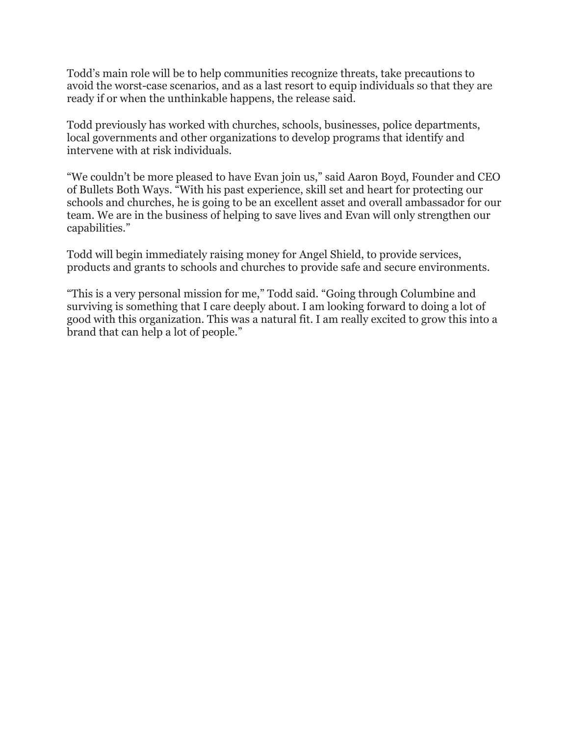Todd's main role will be to help communities recognize threats, take precautions to avoid the worst-case scenarios, and as a last resort to equip individuals so that they are ready if or when the unthinkable happens, the release said.

Todd previously has worked with churches, schools, businesses, police departments, local governments and other organizations to develop programs that identify and intervene with at risk individuals.

"We couldn't be more pleased to have Evan join us," said Aaron Boyd, Founder and CEO of Bullets Both Ways. "With his past experience, skill set and heart for protecting our schools and churches, he is going to be an excellent asset and overall ambassador for our team. We are in the business of helping to save lives and Evan will only strengthen our capabilities."

Todd will begin immediately raising money for Angel Shield, to provide services, products and grants to schools and churches to provide safe and secure environments.

"This is a very personal mission for me," Todd said. "Going through Columbine and surviving is something that I care deeply about. I am looking forward to doing a lot of good with this organization. This was a natural fit. I am really excited to grow this into a brand that can help a lot of people."